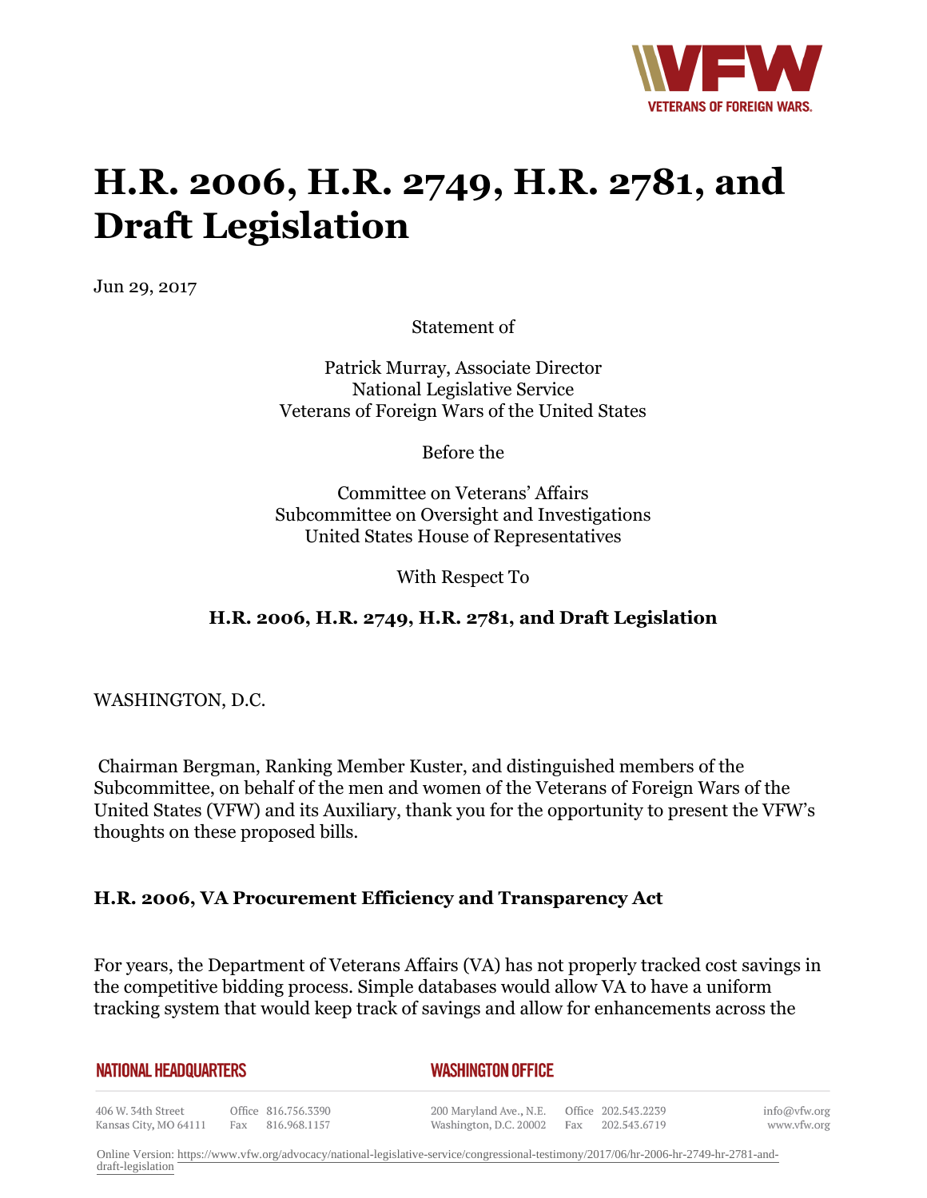# H.R. 2006, H.R. 2749, H.R. 2781, and Draft Legislation

Jun 29, 2017

Statement of

Patrick Murray, Associate Director
National Legislative Service
Veterans of Foreign Wars of the United States

Before the

Committee on Veterans' Affairs
Subcommittee on Oversight and Investigations
United States House of Representatives

With Respect To

**H.R. 2006, H.R. 2749, H.R. 2781, and Draft Legislation**

WASHINGTON, D.C.

Chairman Bergman, Ranking Member Kuster, and distinguished members of the Subcommittee, on behalf of the men and women of the Veterans of Foreign Wars of the United States (VFW) and its Auxiliary, thank you for the opportunity to present the VFW's thoughts on these proposed bills.

## H.R. 2006, VA Procurement Efficiency and Transparency Act

For years, the Department of Veterans Affairs (VA) has not properly tracked cost savings in the competitive bidding process. Simple databases would allow VA to have a uniform tracking system that would keep track of savings and allow for enhancements across the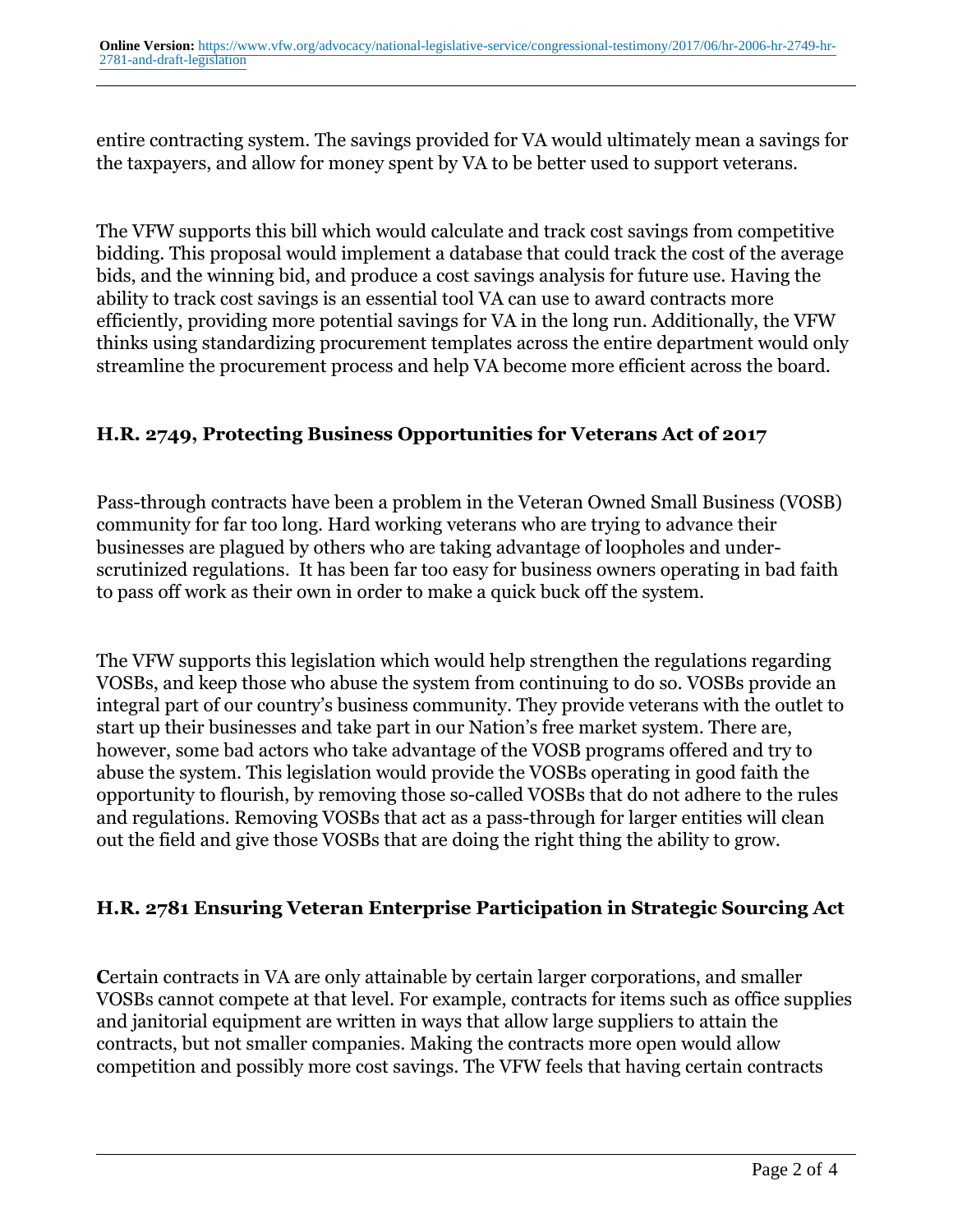entire contracting system. The savings provided for VA would ultimately mean a savings for the taxpayers, and allow for money spent by VA to be better used to support veterans.

The VFW supports this bill which would calculate and track cost savings from competitive bidding. This proposal would implement a database that could track the cost of the average bids, and the winning bid, and produce a cost savings analysis for future use. Having the ability to track cost savings is an essential tool VA can use to award contracts more efficiently, providing more potential savings for VA in the long run. Additionally, the VFW thinks using standardizing procurement templates across the entire department would only streamline the procurement process and help VA become more efficient across the board.

### H.R. 2749, Protecting Business Opportunities for Veterans Act of 2017

Pass-through contracts have been a problem in the Veteran Owned Small Business (VOSB) community for far too long. Hard working veterans who are trying to advance their businesses are plagued by others who are taking advantage of loopholes and under-scrutinized regulations. It has been far too easy for business owners operating in bad faith to pass off work as their own in order to make a quick buck off the system.

The VFW supports this legislation which would help strengthen the regulations regarding VOSBs, and keep those who abuse the system from continuing to do so. VOSBs provide an integral part of our country's business community. They provide veterans with the outlet to start up their businesses and take part in our Nation's free market system. There are, however, some bad actors who take advantage of the VOSB programs offered and try to abuse the system. This legislation would provide the VOSBs operating in good faith the opportunity to flourish, by removing those so-called VOSBs that do not adhere to the rules and regulations. Removing VOSBs that act as a pass-through for larger entities will clean out the field and give those VOSBs that are doing the right thing the ability to grow.

### H.R. 2781 Ensuring Veteran Enterprise Participation in Strategic Sourcing Act

Certain contracts in VA are only attainable by certain larger corporations, and smaller VOSBs cannot compete at that level. For example, contracts for items such as office supplies and janitorial equipment are written in ways that allow large suppliers to attain the contracts, but not smaller companies. Making the contracts more open would allow competition and possibly more cost savings. The VFW feels that having certain contracts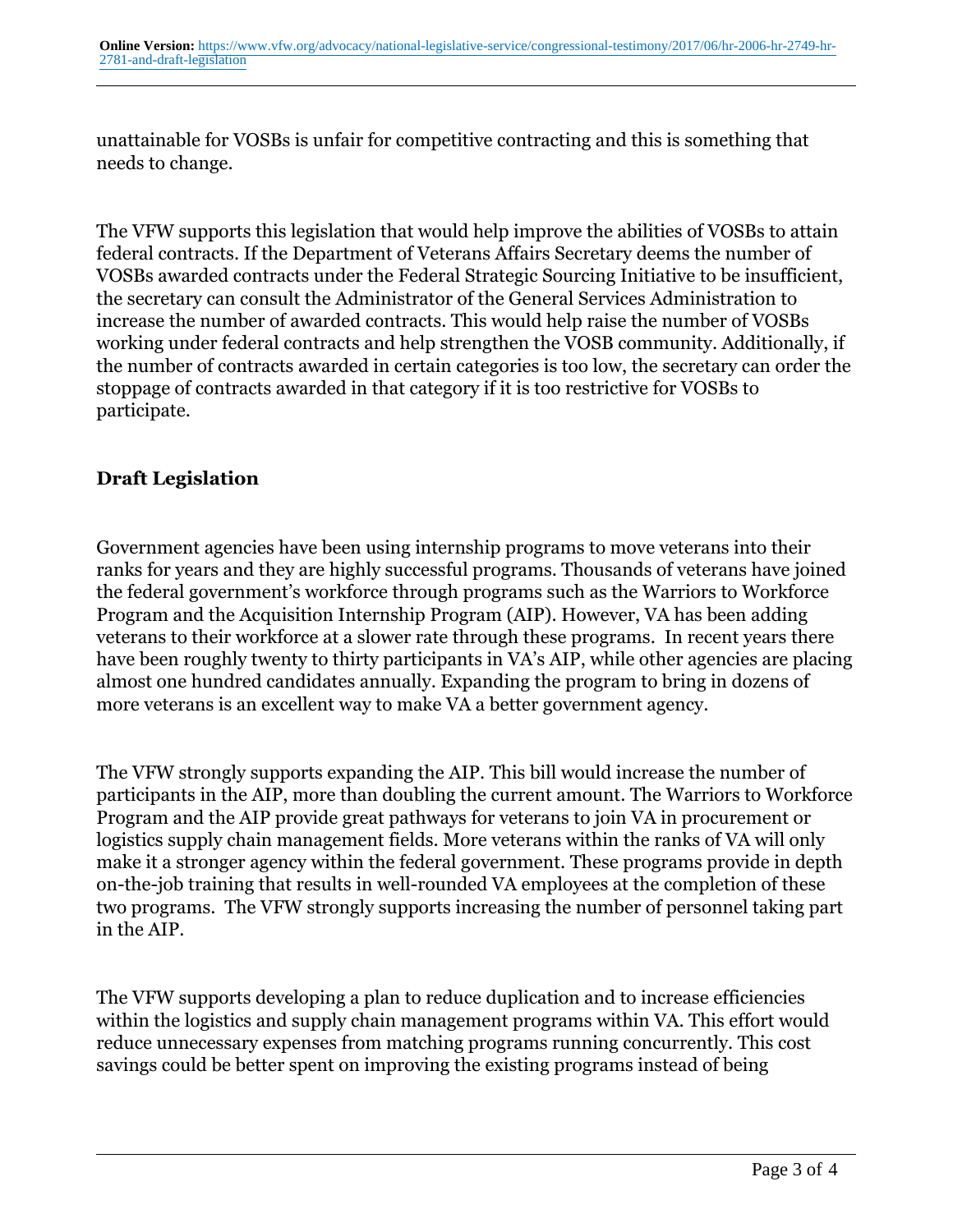unattainable for VOSBs is unfair for competitive contracting and this is something that needs to change.

The VFW supports this legislation that would help improve the abilities of VOSBs to attain federal contracts. If the Department of Veterans Affairs Secretary deems the number of VOSBs awarded contracts under the Federal Strategic Sourcing Initiative to be insufficient, the secretary can consult the Administrator of the General Services Administration to increase the number of awarded contracts. This would help raise the number of VOSBs working under federal contracts and help strengthen the VOSB community. Additionally, if the number of contracts awarded in certain categories is too low, the secretary can order the stoppage of contracts awarded in that category if it is too restrictive for VOSBs to participate.

## Draft Legislation

Government agencies have been using internship programs to move veterans into their ranks for years and they are highly successful programs. Thousands of veterans have joined the federal government's workforce through programs such as the Warriors to Workforce Program and the Acquisition Internship Program (AIP). However, VA has been adding veterans to their workforce at a slower rate through these programs. In recent years there have been roughly twenty to thirty participants in VA's AIP, while other agencies are placing almost one hundred candidates annually. Expanding the program to bring in dozens of more veterans is an excellent way to make VA a better government agency.

The VFW strongly supports expanding the AIP. This bill would increase the number of participants in the AIP, more than doubling the current amount. The Warriors to Workforce Program and the AIP provide great pathways for veterans to join VA in procurement or logistics supply chain management fields. More veterans within the ranks of VA will only make it a stronger agency within the federal government. These programs provide in depth on-the-job training that results in well-rounded VA employees at the completion of these two programs. The VFW strongly supports increasing the number of personnel taking part in the AIP.

The VFW supports developing a plan to reduce duplication and to increase efficiencies within the logistics and supply chain management programs within VA. This effort would reduce unnecessary expenses from matching programs running concurrently. This cost savings could be better spent on improving the existing programs instead of being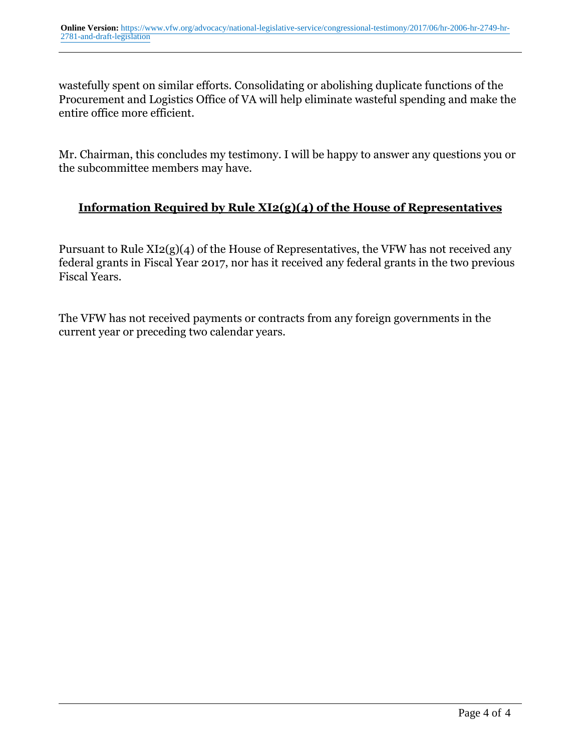wastefully spent on similar efforts. Consolidating or abolishing duplicate functions of the Procurement and Logistics Office of VA will help eliminate wasteful spending and make the entire office more efficient.

Mr. Chairman, this concludes my testimony. I will be happy to answer any questions you or the subcommittee members may have.

## Information Required by Rule XI2(g)(4) of the House of Representatives

Pursuant to Rule XI2(g)(4) of the House of Representatives, the VFW has not received any federal grants in Fiscal Year 2017, nor has it received any federal grants in the two previous Fiscal Years.

The VFW has not received payments or contracts from any foreign governments in the current year or preceding two calendar years.